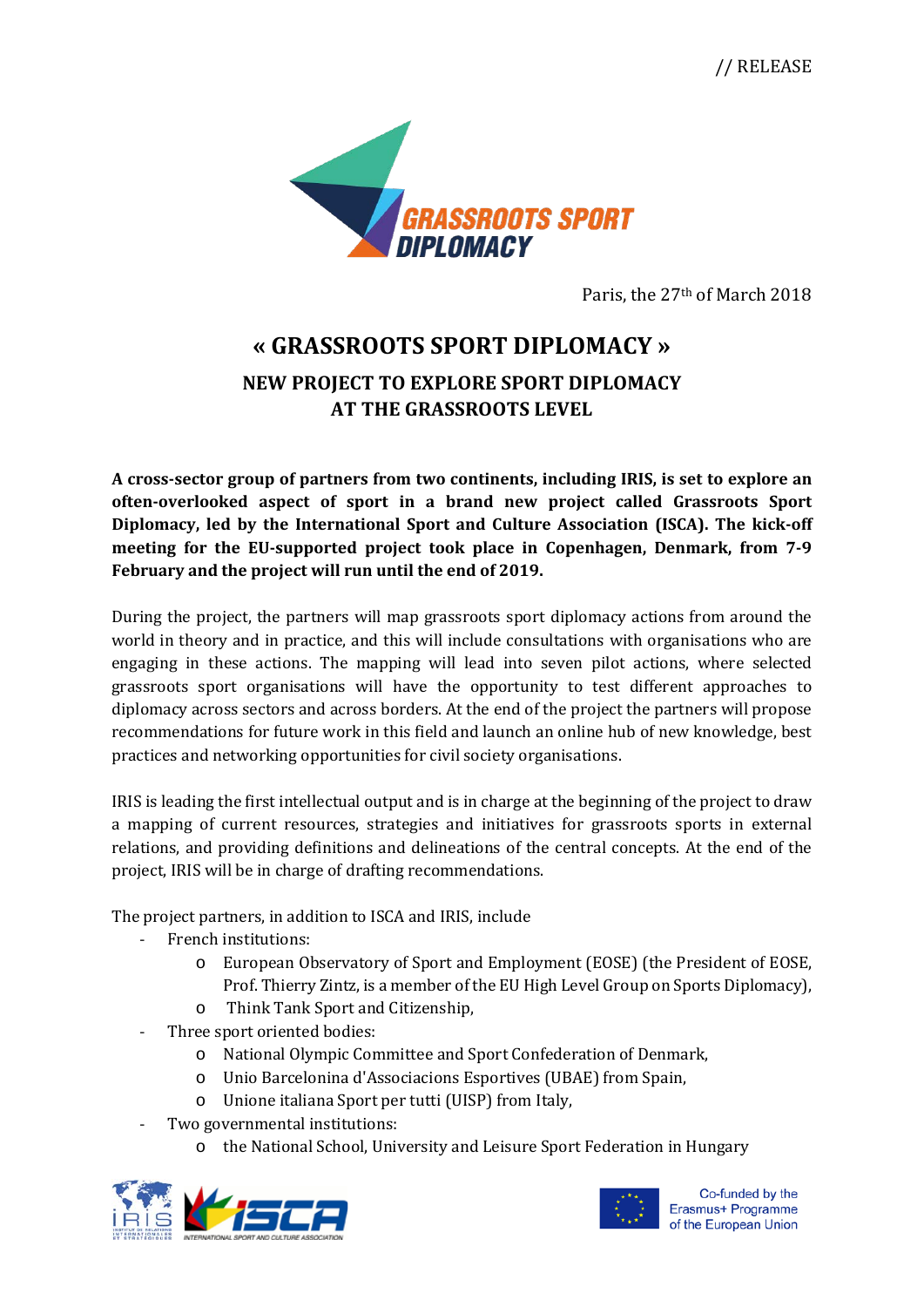// RELEASE

Paris, the 27th of March 2018

# « GRASSROOTS SPORT DIPLOMACY »

## NEW PROJECT TO EXPLORE SPORT DIPLOMACY AT THE GRASSROOTS LEVEL

**A cross-sector group of partners from two continents, including IRIS, is set to explore an often-overlooked aspect of sport in a brand new project called Grassroots Sport Diplomacy, led by the International Sport and Culture Association (ISCA). The kick-off meeting for the EU-supported project took place in Copenhagen, Denmark, from 7-9 February and the project will run until the end of 2019.**

During the project, the partners will map grassroots sport diplomacy actions from around the world in theory and in practice, and this will include consultations with organisations who are engaging in these actions. The mapping will lead into seven pilot actions, where selected grassroots sport organisations will have the opportunity to test different approaches to diplomacy across sectors and across borders. At the end of the project the partners will propose recommendations for future work in this field and launch an online hub of new knowledge, best practices and networking opportunities for civil society organisations.

IRIS is leading the first intellectual output and is in charge at the beginning of the project to draw a mapping of current resources, strategies and initiatives for grassroots sports in external relations, and providing definitions and delineations of the central concepts. At the end of the project, IRIS will be in charge of drafting recommendations.

The project partners, in addition to ISCA and IRIS, include

- French institutions:
  - European Observatory of Sport and Employment (EOSE) (the President of EOSE, Prof. Thierry Zintz, is a member of the EU High Level Group on Sports Diplomacy),
  - Think Tank Sport and Citizenship,
- Three sport oriented bodies:
  - National Olympic Committee and Sport Confederation of Denmark,
  - Unio Barcelonina d'Associacions Esportives (UBAE) from Spain,
  - Unione italiana Sport per tutti (UISP) from Italy,
- Two governmental institutions:
  - the National School, University and Leisure Sport Federation in Hungary

Co-funded by the Erasmus+ Programme of the European Union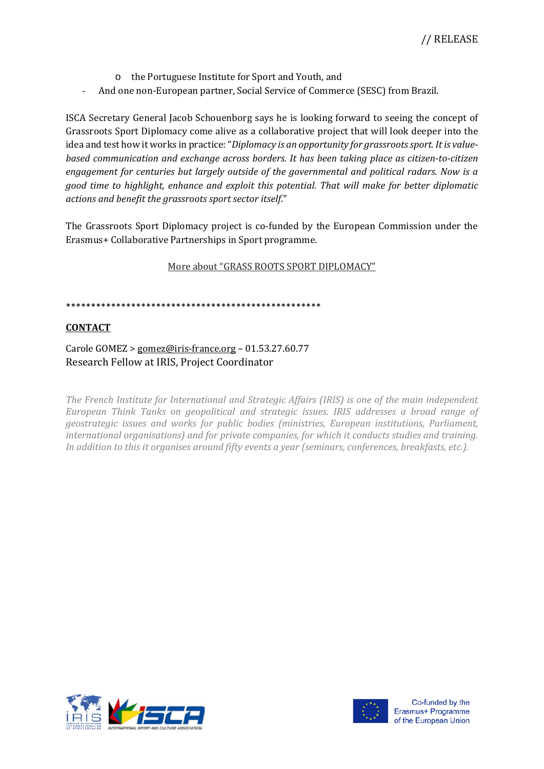- the Portuguese Institute for Sport and Youth, and
- And one non-European partner, Social Service of Commerce (SESC) from Brazil.

ISCA Secretary General Jacob Schouenborg says he is looking forward to seeing the concept of Grassroots Sport Diplomacy come alive as a collaborative project that will look deeper into the idea and test how it works in practice: "*Diplomacy is an opportunity for grassroots sport. It is value-based communication and exchange across borders. It has been taking place as citizen-to-citizen engagement for centuries but largely outside of the governmental and political radars. Now is a good time to highlight, enhance and exploit this potential. That will make for better diplomatic actions and benefit the grassroots sport sector itself.*"

The Grassroots Sport Diplomacy project is co-funded by the European Commission under the Erasmus+ Collaborative Partnerships in Sport programme.

More about "GRASS ROOTS SPORT DIPLOMACY"

***************************************************

**CONTACT**

Carole GOMEZ > gomez@iris-france.org – 01.53.27.60.77
Research Fellow at IRIS, Project Coordinator

*The French Institute for International and Strategic Affairs (IRIS) is one of the main independent European Think Tanks on geopolitical and strategic issues. IRIS addresses a broad range of geostrategic issues and works for public bodies (ministries, European institutions, Parliament, international organisations) and for private companies, for which it conducts studies and training. In addition to this it organises around fifty events a year (seminars, conferences, breakfasts, etc.).*

Co-funded by the Erasmus+ Programme of the European Union